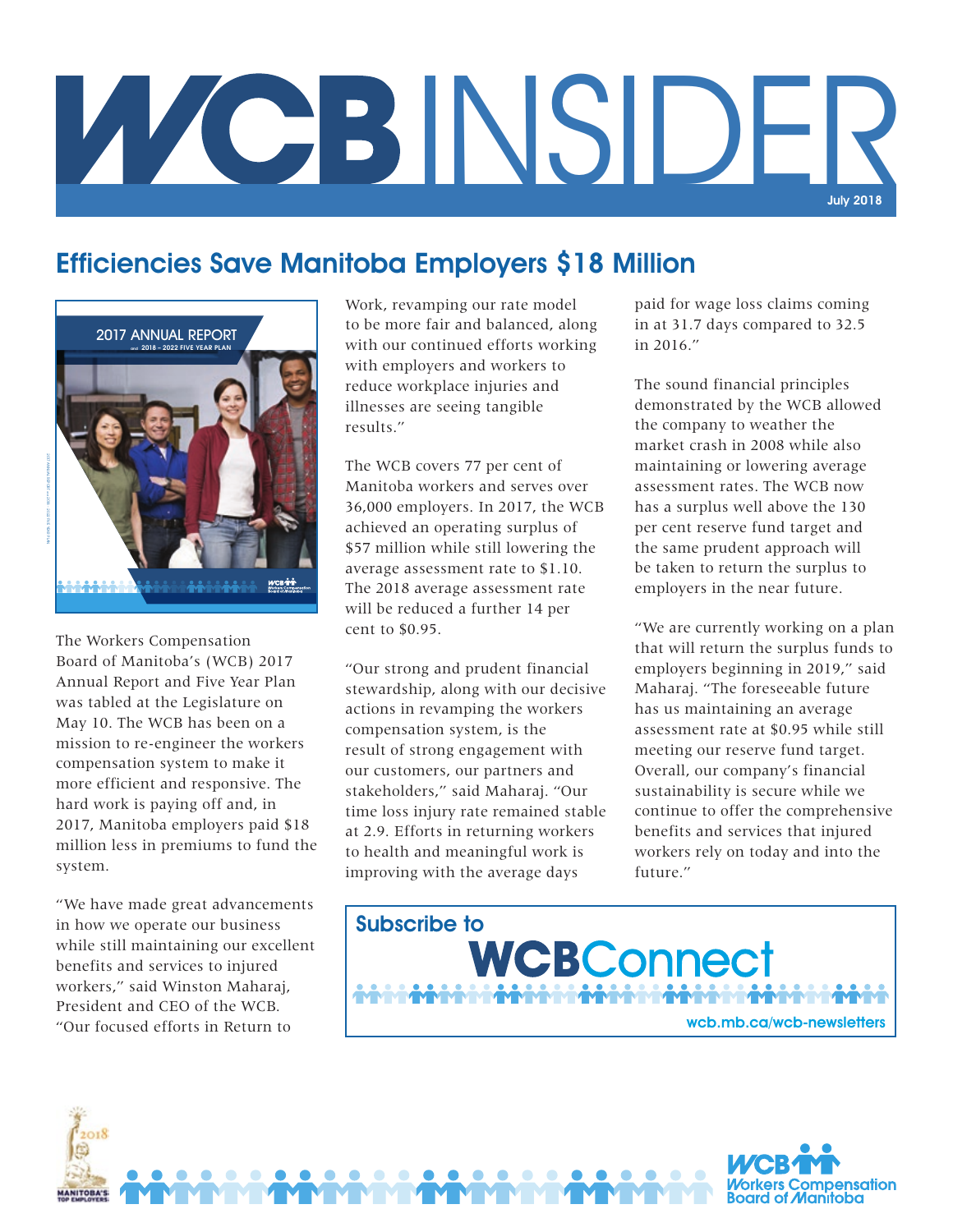# WCB INSIDER

July 2018

## Efficiencies Save Manitoba Employers $18 Million

The Workers Compensation Board of Manitoba's (WCB) 2017 Annual Report and Five Year Plan was tabled at the Legislature on May 10. The WCB has been on a mission to re-engineer the workers compensation system to make it more efficient and responsive. The hard work is paying off and, in 2017, Manitoba employers paid $18 million less in premiums to fund the system.

"We have made great advancements in how we operate our business while still maintaining our excellent benefits and services to injured workers," said Winston Maharaj, President and CEO of the WCB. "Our focused efforts in Return to Work, revamping our rate model to be more fair and balanced, along with our continued efforts working with employers and workers to reduce workplace injuries and illnesses are seeing tangible results."

The WCB covers 77 per cent of Manitoba workers and serves over 36,000 employers. In 2017, the WCB achieved an operating surplus of $57 million while still lowering the average assessment rate to $1.10. The 2018 average assessment rate will be reduced a further 14 per cent to $0.95.

"Our strong and prudent financial stewardship, along with our decisive actions in revamping the workers compensation system, is the result of strong engagement with our customers, our partners and stakeholders," said Maharaj. "Our time loss injury rate remained stable at 2.9. Efforts in returning workers to health and meaningful work is improving with the average days paid for wage loss claims coming in at 31.7 days compared to 32.5 in 2016."

The sound financial principles demonstrated by the WCB allowed the company to weather the market crash in 2008 while also maintaining or lowering average assessment rates. The WCB now has a surplus well above the 130 per cent reserve fund target and the same prudent approach will be taken to return the surplus to employers in the near future.

"We are currently working on a plan that will return the surplus funds to employers beginning in 2019," said Maharaj. "The foreseeable future has us maintaining an average assessment rate at $0.95 while still meeting our reserve fund target. Overall, our company's financial sustainability is secure while we continue to offer the comprehensive benefits and services that injured workers rely on today and into the future."

**Subscribe to WCBConnect**

wcb.mb.ca/wcb-newsletters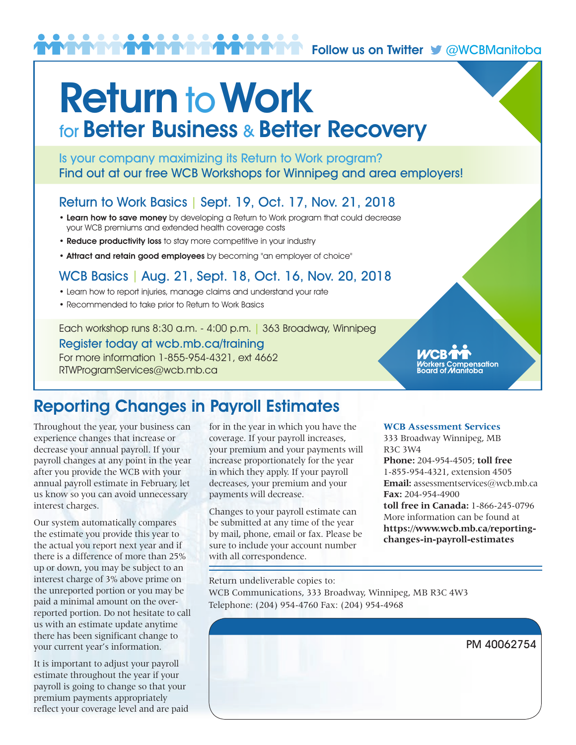Follow us on Twitter @WCBManitoba

# Return to Work

## for Better Business & Better Recovery

Is your company maximizing its Return to Work program?
Find out at our free WCB Workshops for Winnipeg and area employers!

### Return to Work Basics | Sept. 19, Oct. 17, Nov. 21, 2018

- **Learn how to save money** by developing a Return to Work program that could decrease your WCB premiums and extended health coverage costs
- **Reduce productivity loss** to stay more competitive in your industry
- **Attract and retain good employees** by becoming "an employer of choice"

### WCB Basics | Aug. 21, Sept. 18, Oct. 16, Nov. 20, 2018

- Learn how to report injuries, manage claims and understand your rate
- Recommended to take prior to Return to Work Basics

Each workshop runs 8:30 a.m. - 4:00 p.m. | 363 Broadway, Winnipeg

Register today at wcb.mb.ca/training

For more information 1-855-954-4321, ext 4662
RTWProgramServices@wcb.mb.ca

WCB Workers Compensation Board of Manitoba

## Reporting Changes in Payroll Estimates

Throughout the year, your business can experience changes that increase or decrease your annual payroll. If your payroll changes at any point in the year after you provide the WCB with your annual payroll estimate in February, let us know so you can avoid unnecessary interest charges.

Our system automatically compares the estimate you provide this year to the actual you report next year and if there is a difference of more than 25% up or down, you may be subject to an interest charge of 3% above prime on the unreported portion or you may be paid a minimal amount on the over-reported portion. Do not hesitate to call us with an estimate update anytime there has been significant change to your current year's information.

It is important to adjust your payroll estimate throughout the year if your payroll is going to change so that your premium payments appropriately reflect your coverage level and are paid for in the year in which you have the coverage. If your payroll increases, your premium and your payments will increase proportionately for the year in which they apply. If your payroll decreases, your premium and your payments will decrease.

Changes to your payroll estimate can be submitted at any time of the year by mail, phone, email or fax. Please be sure to include your account number with all correspondence.

**WCB Assessment Services**
333 Broadway Winnipeg, MB
R3C 3W4
**Phone:** 204-954-4505; **toll free** 1-855-954-4321, extension 4505
**Email:** assessmentservices@wcb.mb.ca
**Fax:** 204-954-4900
**toll free in Canada:** 1-866-245-0796
More information can be found at **https://www.wcb.mb.ca/reporting-changes-in-payroll-estimates**

Return undeliverable copies to:
WCB Communications, 333 Broadway, Winnipeg, MB R3C 4W3
Telephone: (204) 954-4760 Fax: (204) 954-4968

PM 40062754